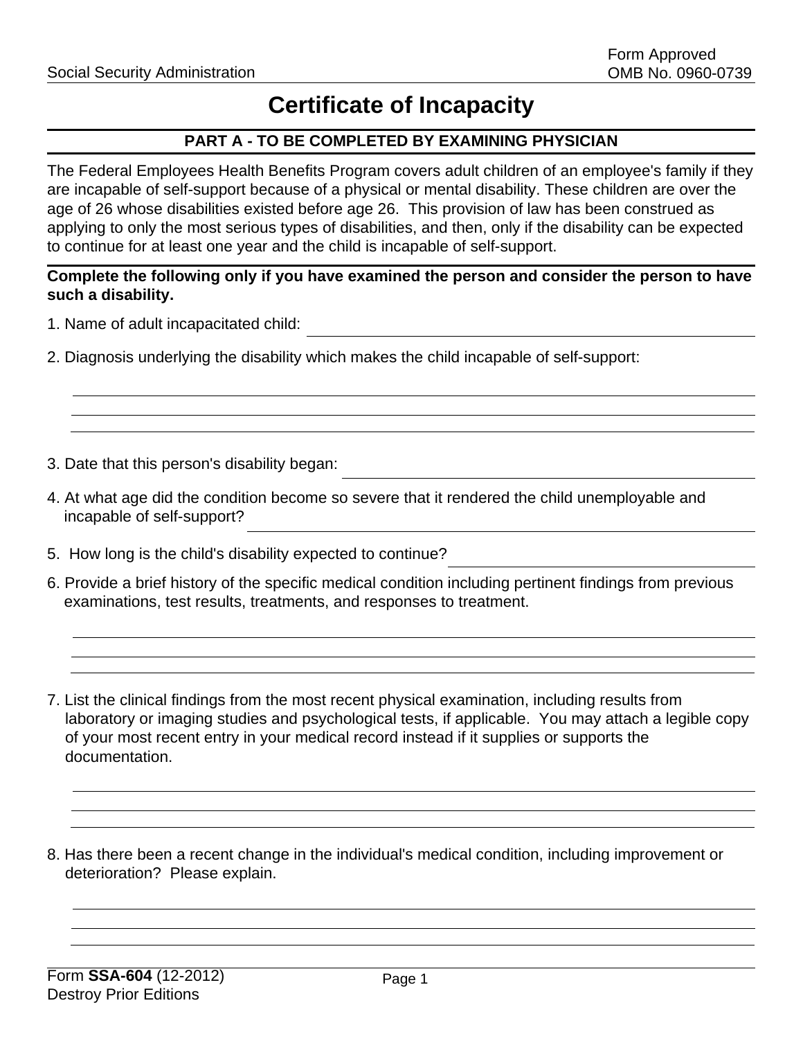Social Security Administration

Form Approved
OMB No. 0960-0739

# Certificate of Incapacity

## PART A - TO BE COMPLETED BY EXAMINING PHYSICIAN

The Federal Employees Health Benefits Program covers adult children of an employee's family if they are incapable of self-support because of a physical or mental disability. These children are over the age of 26 whose disabilities existed before age 26. This provision of law has been construed as applying to only the most serious types of disabilities, and then, only if the disability can be expected to continue for at least one year and the child is incapable of self-support.

**Complete the following only if you have examined the person and consider the person to have such a disability.**

1. Name of adult incapacitated child: ______________________________

2. Diagnosis underlying the disability which makes the child incapable of self-support:

______________________________
______________________________
______________________________

3. Date that this person's disability began: ______________________________

4. At what age did the condition become so severe that it rendered the child unemployable and incapable of self-support? ______________________________

5. How long is the child's disability expected to continue? ______________________________

6. Provide a brief history of the specific medical condition including pertinent findings from previous examinations, test results, treatments, and responses to treatment.

______________________________
______________________________
______________________________

7. List the clinical findings from the most recent physical examination, including results from laboratory or imaging studies and psychological tests, if applicable. You may attach a legible copy of your most recent entry in your medical record instead if it supplies or supports the documentation.

______________________________
______________________________
______________________________

8. Has there been a recent change in the individual's medical condition, including improvement or deterioration? Please explain.

______________________________
______________________________
______________________________

Form **SSA-604** (12-2012)
Destroy Prior Editions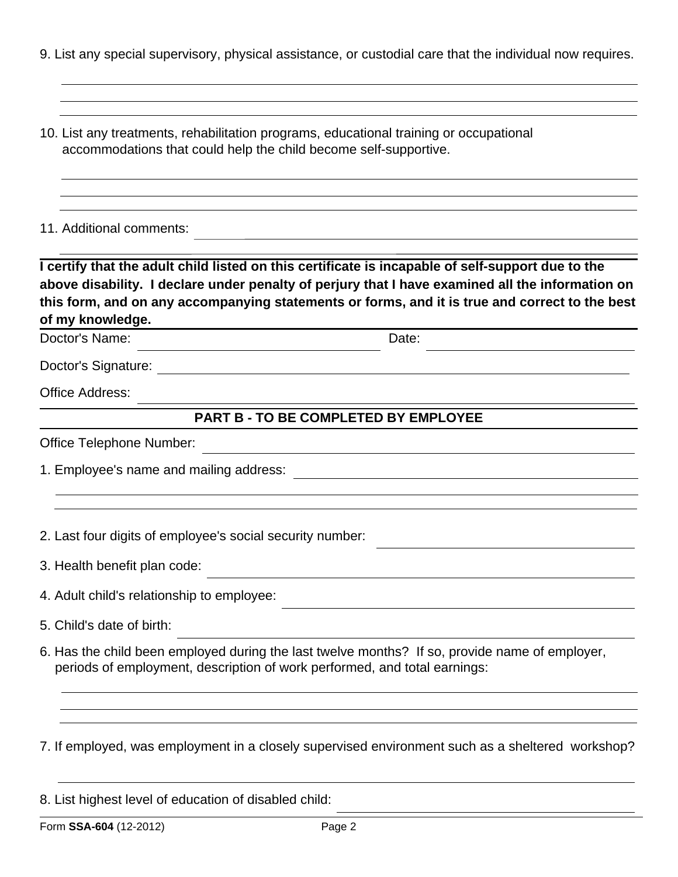9. List any special supervisory, physical assistance, or custodial care that the individual now requires.

10. List any treatments, rehabilitation programs, educational training or occupational accommodations that could help the child become self-supportive.

11. Additional comments:

**I certify that the adult child listed on this certificate is incapable of self-support due to the above disability. I declare under penalty of perjury that I have examined all the information on this form, and on any accompanying statements or forms, and it is true and correct to the best of my knowledge.**

Doctor's Name: Date:

Doctor's Signature:

Office Address:

## PART B - TO BE COMPLETED BY EMPLOYEE

Office Telephone Number:

1. Employee's name and mailing address:

2. Last four digits of employee's social security number:

3. Health benefit plan code:

4. Adult child's relationship to employee:

5. Child's date of birth:

6. Has the child been employed during the last twelve months? If so, provide name of employer, periods of employment, description of work performed, and total earnings:

7. If employed, was employment in a closely supervised environment such as a sheltered workshop?

8. List highest level of education of disabled child:

Form **SSA-604** (12-2012)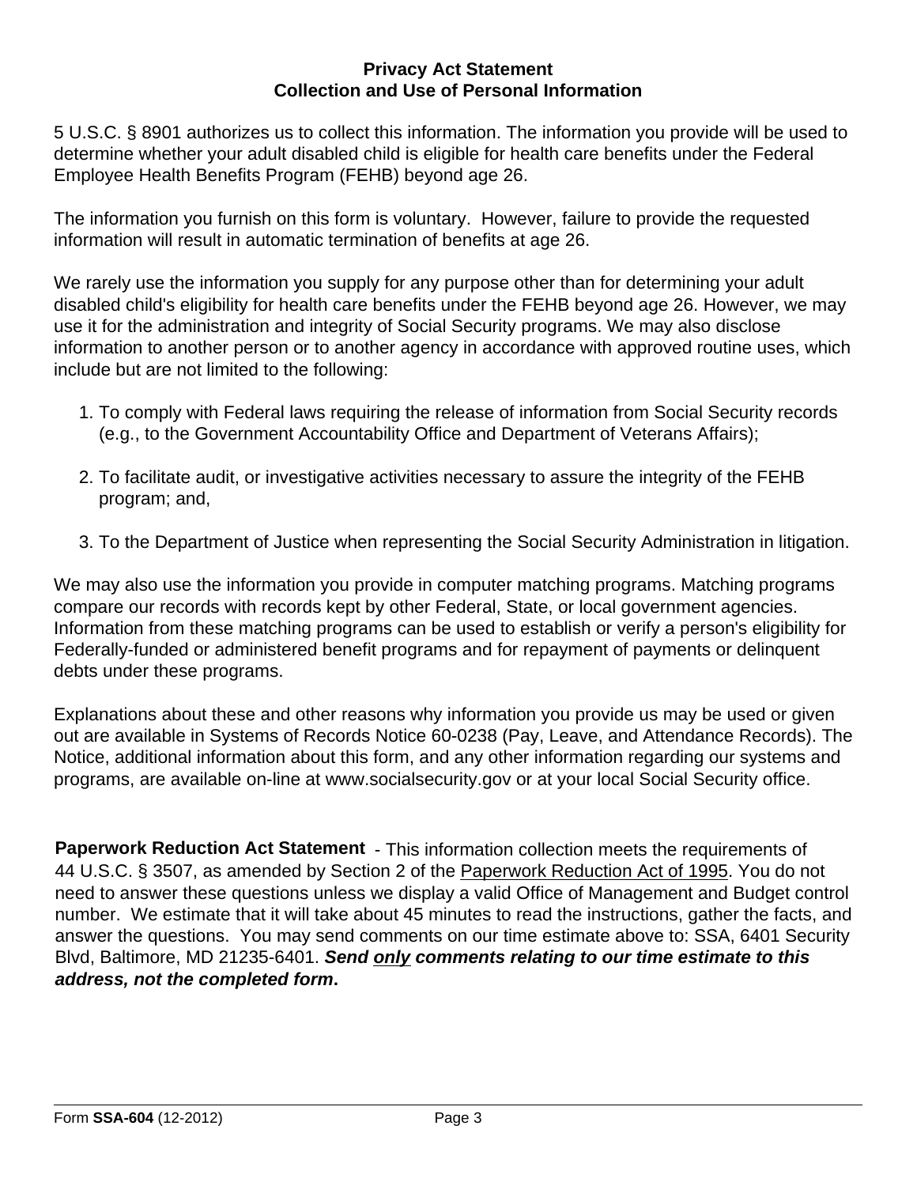## Privacy Act Statement
## Collection and Use of Personal Information

5 U.S.C. § 8901 authorizes us to collect this information. The information you provide will be used to determine whether your adult disabled child is eligible for health care benefits under the Federal Employee Health Benefits Program (FEHB) beyond age 26.

The information you furnish on this form is voluntary. However, failure to provide the requested information will result in automatic termination of benefits at age 26.

We rarely use the information you supply for any purpose other than for determining your adult disabled child's eligibility for health care benefits under the FEHB beyond age 26. However, we may use it for the administration and integrity of Social Security programs. We may also disclose information to another person or to another agency in accordance with approved routine uses, which include but are not limited to the following:

1. To comply with Federal laws requiring the release of information from Social Security records (e.g., to the Government Accountability Office and Department of Veterans Affairs);
2. To facilitate audit, or investigative activities necessary to assure the integrity of the FEHB program; and,
3. To the Department of Justice when representing the Social Security Administration in litigation.

We may also use the information you provide in computer matching programs. Matching programs compare our records with records kept by other Federal, State, or local government agencies. Information from these matching programs can be used to establish or verify a person's eligibility for Federally-funded or administered benefit programs and for repayment of payments or delinquent debts under these programs.

Explanations about these and other reasons why information you provide us may be used or given out are available in Systems of Records Notice 60-0238 (Pay, Leave, and Attendance Records). The Notice, additional information about this form, and any other information regarding our systems and programs, are available on-line at www.socialsecurity.gov or at your local Social Security office.

**Paperwork Reduction Act Statement** - This information collection meets the requirements of 44 U.S.C. § 3507, as amended by Section 2 of the Paperwork Reduction Act of 1995. You do not need to answer these questions unless we display a valid Office of Management and Budget control number. We estimate that it will take about 45 minutes to read the instructions, gather the facts, and answer the questions. You may send comments on our time estimate above to: SSA, 6401 Security Blvd, Baltimore, MD 21235-6401. ***Send only comments relating to our time estimate to this address, not the completed form*.**

Form **SSA-604** (12-2012)